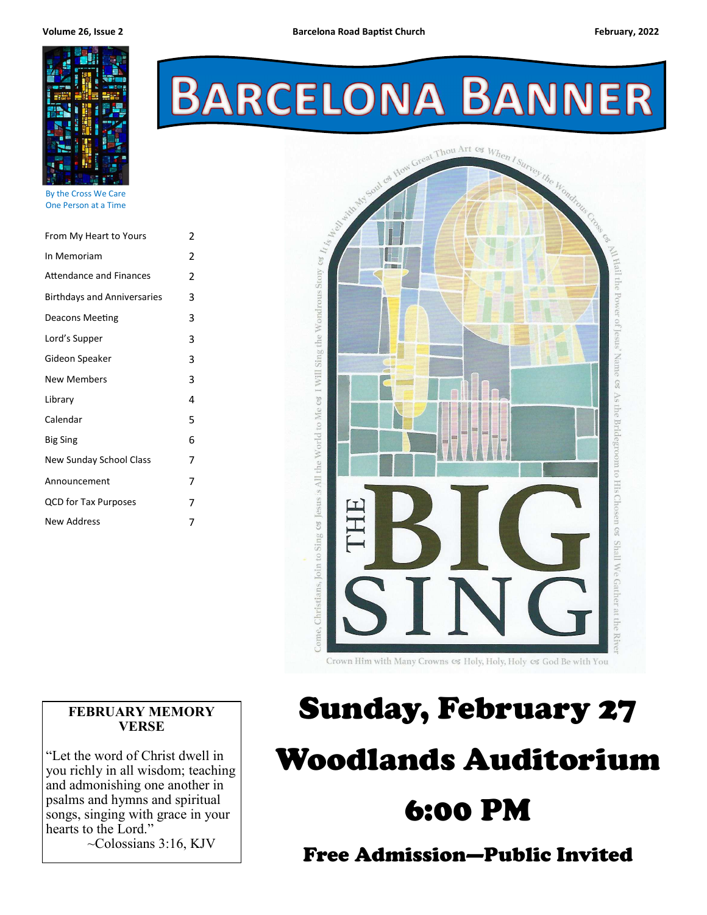# BARCELONA BANNER

Barcelona Road Baptist Church

By the Cross We Care
One Person at a Time

| | |
|---|---|
| From My Heart to Yours | 2 |
| In Memoriam | 2 |
| Attendance and Finances | 2 |
| Birthdays and Anniversaries | 3 |
| Deacons Meeting | 3 |
| Lord's Supper | 3 |
| Gideon Speaker | 3 |
| New Members | 3 |
| Library | 4 |
| Calendar | 5 |
| Big Sing | 6 |
| New Sunday School Class | 7 |
| Announcement | 7 |
| QCD for Tax Purposes | 7 |
| New Address | 7 |

Come, Christians, Join to Sing ☙ Jesus is All the World to Me ☙ I Will Sing the Wondrous Story ☙ It Is Well with My Soul ☙ How Great Thou Art ☙ When I Survey the Wondrous Cross ☙ All Hail the Power of Jesus' Name ☙ As the Bridegroom to His Chosen ☙ Shall We Gather at the River

## THE BIG SING

Crown Him with Many Crowns ☙ Holy, Holy, Holy ☙ God Be with You

# Sunday, February 27

# Woodlands Auditorium

# 6:00 PM

## Free Admission—Public Invited

**FEBRUARY MEMORY VERSE**

"Let the word of Christ dwell in you richly in all wisdom; teaching and admonishing one another in psalms and hymns and spiritual songs, singing with grace in your hearts to the Lord."
~Colossians 3:16, KJV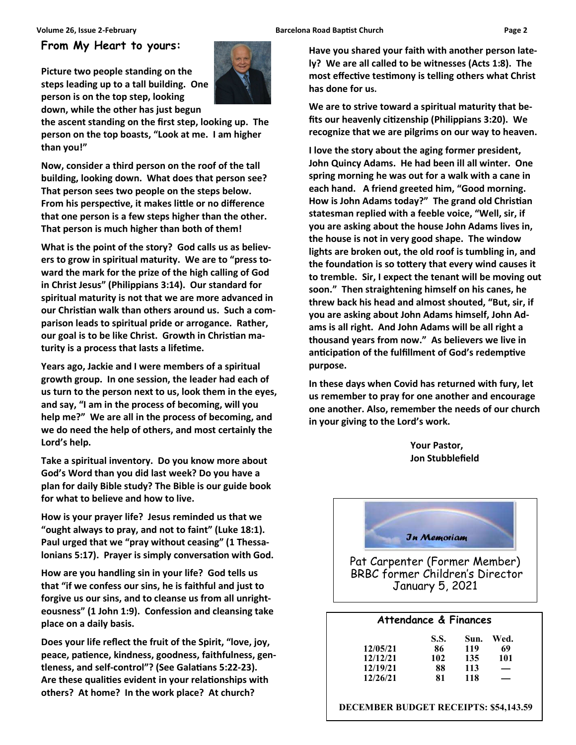## From My Heart to yours:

**Picture two people standing on the steps leading up to a tall building. One person is on the top step, looking down, while the other has just begun the ascent standing on the first step, looking up. The person on the top boasts, "Look at me. I am higher than you!"**

**Now, consider a third person on the roof of the tall building, looking down. What does that person see? That person sees two people on the steps below. From his perspective, it makes little or no difference that one person is a few steps higher than the other. That person is much higher than both of them!**

**What is the point of the story? God calls us as believers to grow in spiritual maturity. We are to "press toward the mark for the prize of the high calling of God in Christ Jesus" (Philippians 3:14). Our standard for spiritual maturity is not that we are more advanced in our Christian walk than others around us. Such a comparison leads to spiritual pride or arrogance. Rather, our goal is to be like Christ. Growth in Christian maturity is a process that lasts a lifetime.**

**Years ago, Jackie and I were members of a spiritual growth group. In one session, the leader had each of us turn to the person next to us, look them in the eyes, and say, "I am in the process of becoming, will you help me?" We are all in the process of becoming, and we do need the help of others, and most certainly the Lord's help.**

**Take a spiritual inventory. Do you know more about God's Word than you did last week? Do you have a plan for daily Bible study? The Bible is our guide book for what to believe and how to live.**

**How is your prayer life? Jesus reminded us that we "ought always to pray, and not to faint" (Luke 18:1). Paul urged that we "pray without ceasing" (1 Thessalonians 5:17). Prayer is simply conversation with God.**

**How are you handling sin in your life? God tells us that "if we confess our sins, he is faithful and just to forgive us our sins, and to cleanse us from all unrighteousness" (1 John 1:9). Confession and cleansing take place on a daily basis.**

**Does your life reflect the fruit of the Spirit, "love, joy, peace, patience, kindness, goodness, faithfulness, gentleness, and self-control"? (See Galatians 5:22-23). Are these qualities evident in your relationships with others? At home? In the work place? At church?**

**Have you shared your faith with another person lately? We are all called to be witnesses (Acts 1:8). The most effective testimony is telling others what Christ has done for us.**

**We are to strive toward a spiritual maturity that befits our heavenly citizenship (Philippians 3:20). We recognize that we are pilgrims on our way to heaven.**

**I love the story about the aging former president, John Quincy Adams. He had been ill all winter. One spring morning he was out for a walk with a cane in each hand. A friend greeted him, "Good morning. How is John Adams today?" The grand old Christian statesman replied with a feeble voice, "Well, sir, if you are asking about the house John Adams lives in, the house is not in very good shape. The window lights are broken out, the old roof is tumbling in, and the foundation is so tottery that every wind causes it to tremble. Sir, I expect the tenant will be moving out soon." Then straightening himself on his canes, he threw back his head and almost shouted, "But, sir, if you are asking about John Adams himself, John Adams is all right. And John Adams will be all right a thousand years from now." As believers we live in anticipation of the fulfillment of God's redemptive purpose.**

**In these days when Covid has returned with fury, let us remember to pray for one another and encourage one another. Also, remember the needs of our church in your giving to the Lord's work.**

**Your Pastor,**
**Jon Stubblefield**

*In Memoriam*

Pat Carpenter (Former Member)
BRBC former Children's Director
January 5, 2021

### Attendance & Finances

| | S.S. | Sun. | Wed. |
|---|---|---|---|
| 12/05/21 | 86 | 119 | 69 |
| 12/12/21 | 102 | 135 | 101 |
| 12/19/21 | 88 | 113 | — |
| 12/26/21 | 81 | 118 | — |

**DECEMBER BUDGET RECEIPTS: $54,143.59**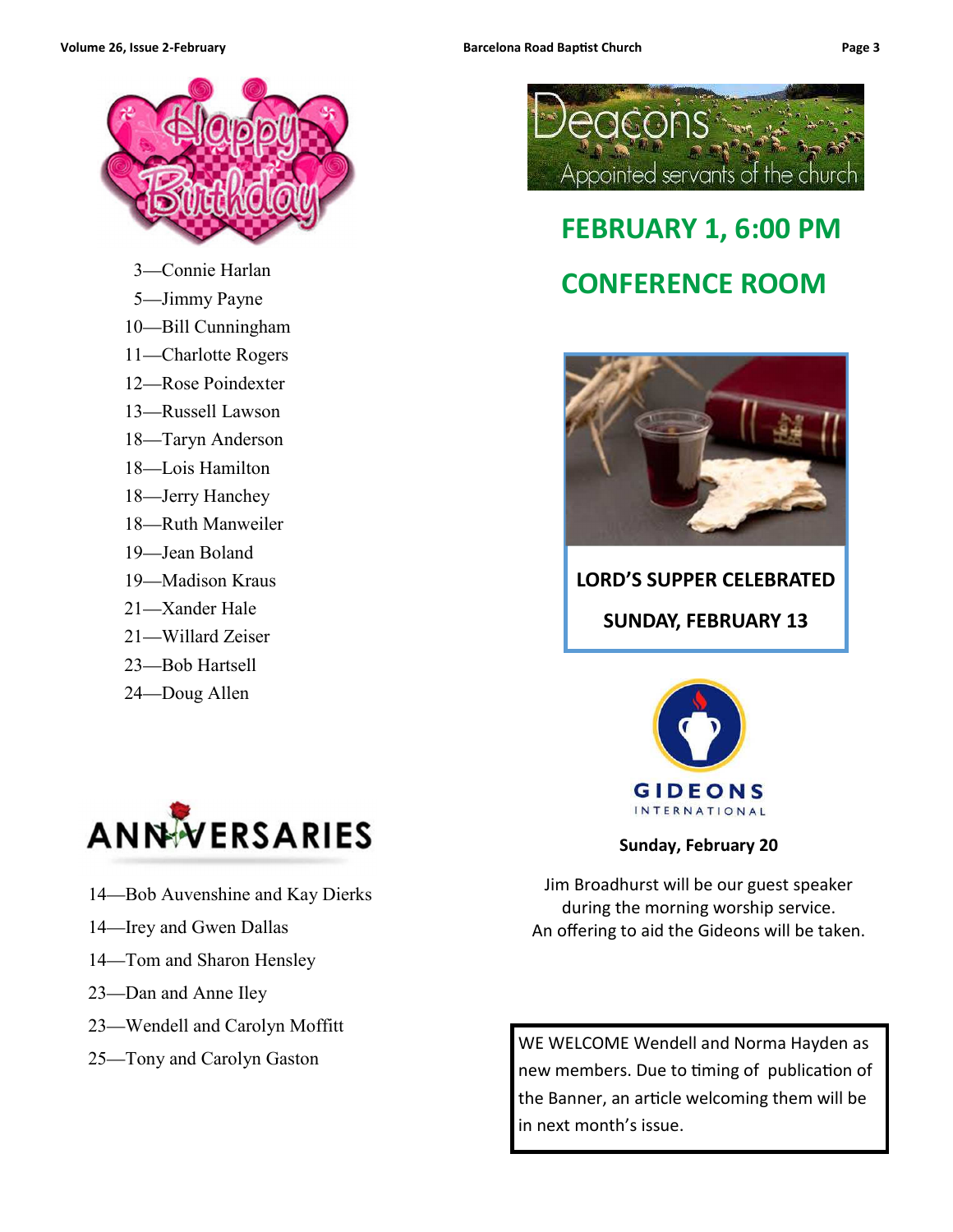## Happy Birthday

3—Connie Harlan
5—Jimmy Payne
10—Bill Cunningham
11—Charlotte Rogers
12—Rose Poindexter
13—Russell Lawson
18—Taryn Anderson
18—Lois Hamilton
18—Jerry Hanchey
18—Ruth Manweiler
19—Jean Boland
19—Madison Kraus
21—Xander Hale
21—Willard Zeiser
23—Bob Hartsell
24—Doug Allen

## ANNIVERSARIES

14—Bob Auvenshine and Kay Dierks
14—Irey and Gwen Dallas
14—Tom and Sharon Hensley
23—Dan and Anne Iley
23—Wendell and Carolyn Moffitt
25—Tony and Carolyn Gaston

## Deacons

Appointed servants of the church

**FEBRUARY 1, 6:00 PM**

**CONFERENCE ROOM**

**LORD'S SUPPER CELEBRATED**

**SUNDAY, FEBRUARY 13**

## GIDEONS INTERNATIONAL

**Sunday, February 20**

Jim Broadhurst will be our guest speaker during the morning worship service. An offering to aid the Gideons will be taken.

WE WELCOME Wendell and Norma Hayden as new members. Due to timing of publication of the Banner, an article welcoming them will be in next month's issue.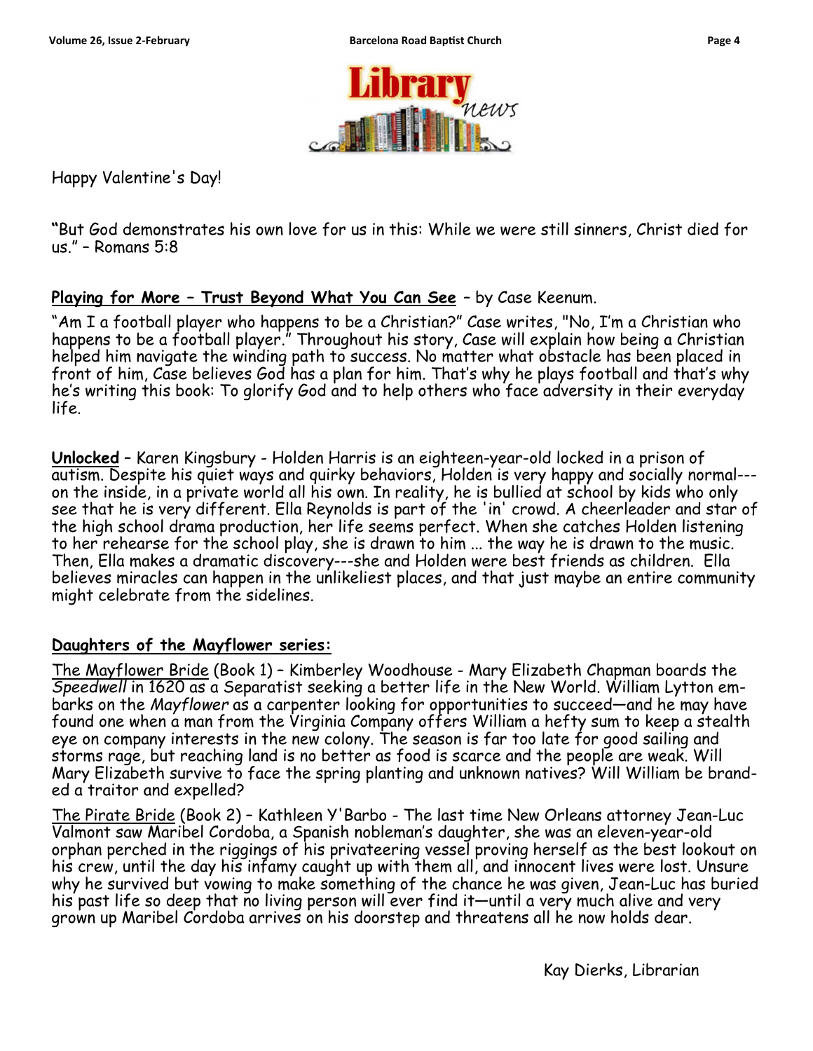# Library News

Happy Valentine's Day!

**"**But God demonstrates his own love for us in this: While we were still sinners, Christ died for us." – Romans 5:8

**Playing for More – Trust Beyond What You Can See** – by Case Keenum.

"Am I a football player who happens to be a Christian?" Case writes, "No, I'm a Christian who happens to be a football player." Throughout his story, Case will explain how being a Christian helped him navigate the winding path to success. No matter what obstacle has been placed in front of him, Case believes God has a plan for him. That's why he plays football and that's why he's writing this book: To glorify God and to help others who face adversity in their everyday life.

**Unlocked** – Karen Kingsbury - Holden Harris is an eighteen-year-old locked in a prison of autism. Despite his quiet ways and quirky behaviors, Holden is very happy and socially normal---on the inside, in a private world all his own. In reality, he is bullied at school by kids who only see that he is very different. Ella Reynolds is part of the 'in' crowd. A cheerleader and star of the high school drama production, her life seems perfect. When she catches Holden listening to her rehearse for the school play, she is drawn to him ... the way he is drawn to the music. Then, Ella makes a dramatic discovery---she and Holden were best friends as children. Ella believes miracles can happen in the unlikeliest places, and that just maybe an entire community might celebrate from the sidelines.

**Daughters of the Mayflower series:**

The Mayflower Bride (Book 1) – Kimberley Woodhouse - Mary Elizabeth Chapman boards the *Speedwell* in 1620 as a Separatist seeking a better life in the New World. William Lytton embarks on the *Mayflower* as a carpenter looking for opportunities to succeed—and he may have found one when a man from the Virginia Company offers William a hefty sum to keep a stealth eye on company interests in the new colony. The season is far too late for good sailing and storms rage, but reaching land is no better as food is scarce and the people are weak. Will Mary Elizabeth survive to face the spring planting and unknown natives? Will William be branded a traitor and expelled?

The Pirate Bride (Book 2) – Kathleen Y'Barbo - The last time New Orleans attorney Jean-Luc Valmont saw Maribel Cordoba, a Spanish nobleman's daughter, she was an eleven-year-old orphan perched in the riggings of his privateering vessel proving herself as the best lookout on his crew, until the day his infamy caught up with them all, and innocent lives were lost. Unsure why he survived but vowing to make something of the chance he was given, Jean-Luc has buried his past life so deep that no living person will ever find it—until a very much alive and very grown up Maribel Cordoba arrives on his doorstep and threatens all he now holds dear.

Kay Dierks, Librarian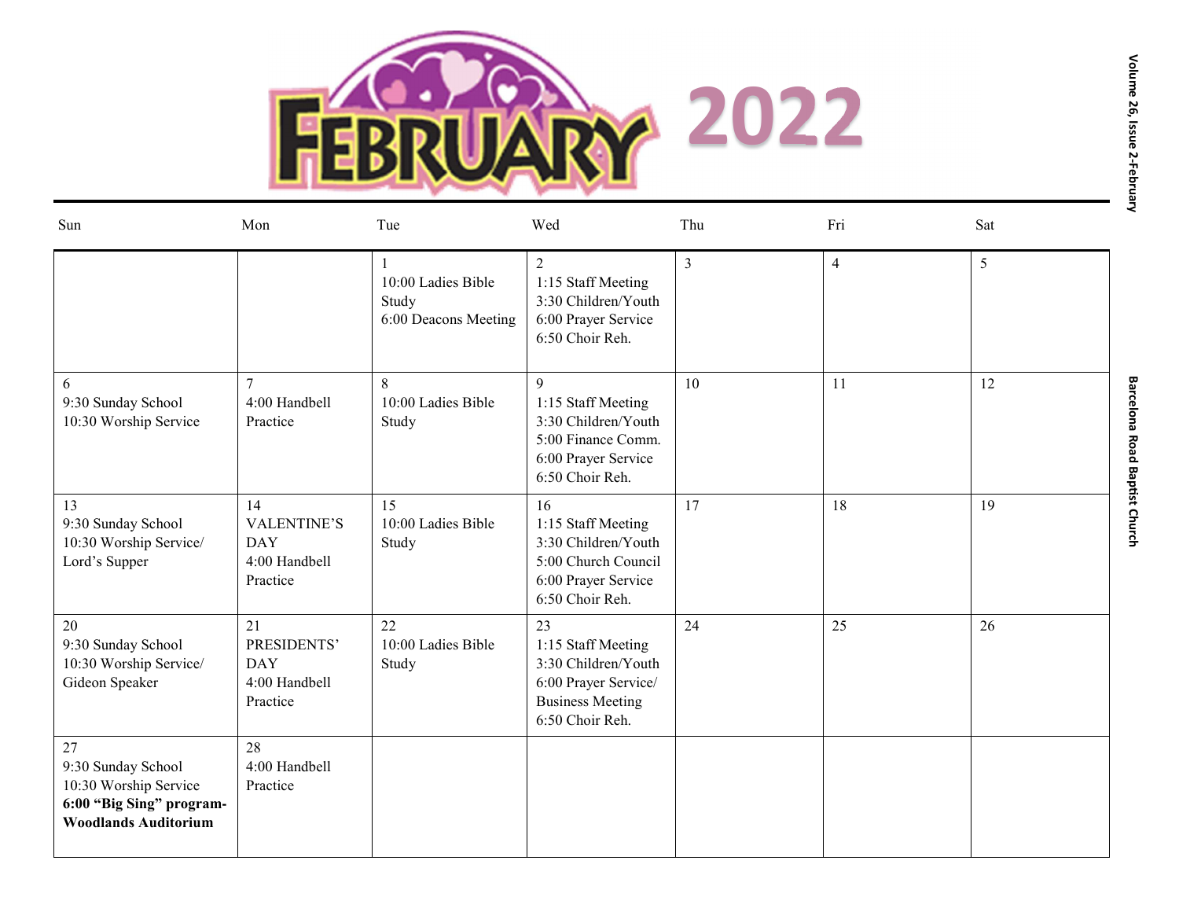# FEBRUARY 2022

| Sun | Mon | Tue | Wed | Thu | Fri | Sat |
|---|---|---|---|---|---|---|
| | | 1<br>10:00 Ladies Bible Study<br>6:00 Deacons Meeting | 2<br>1:15 Staff Meeting<br>3:30 Children/Youth<br>6:00 Prayer Service<br>6:50 Choir Reh. | 3 | 4 | 5 |
| 6<br>9:30 Sunday School<br>10:30 Worship Service | 7<br>4:00 Handbell Practice | 8<br>10:00 Ladies Bible Study | 9<br>1:15 Staff Meeting<br>3:30 Children/Youth<br>5:00 Finance Comm.<br>6:00 Prayer Service<br>6:50 Choir Reh. | 10 | 11 | 12 |
| 13<br>9:30 Sunday School<br>10:30 Worship Service/ Lord's Supper | 14<br>VALENTINE'S DAY<br>4:00 Handbell Practice | 15<br>10:00 Ladies Bible Study | 16<br>1:15 Staff Meeting<br>3:30 Children/Youth<br>5:00 Church Council<br>6:00 Prayer Service<br>6:50 Choir Reh. | 17 | 18 | 19 |
| 20<br>9:30 Sunday School<br>10:30 Worship Service/ Gideon Speaker | 21<br>PRESIDENTS' DAY<br>4:00 Handbell Practice | 22<br>10:00 Ladies Bible Study | 23<br>1:15 Staff Meeting<br>3:30 Children/Youth<br>6:00 Prayer Service/ Business Meeting<br>6:50 Choir Reh. | 24 | 25 | 26 |
| 27<br>9:30 Sunday School<br>10:30 Worship Service<br>**6:00 "Big Sing" program- Woodlands Auditorium** | 28<br>4:00 Handbell Practice | | | | | |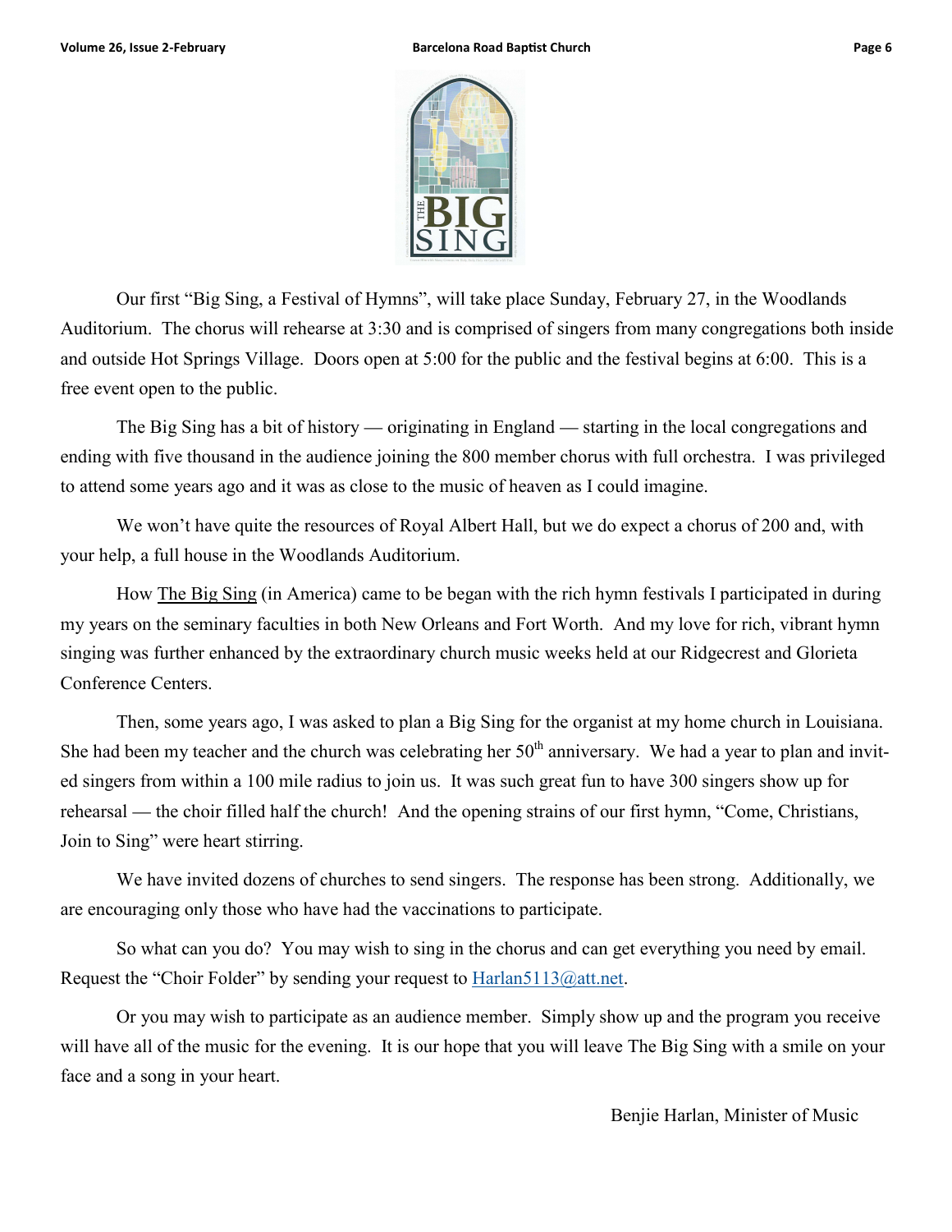Our first "Big Sing, a Festival of Hymns", will take place Sunday, February 27, in the Woodlands Auditorium. The chorus will rehearse at 3:30 and is comprised of singers from many congregations both inside and outside Hot Springs Village. Doors open at 5:00 for the public and the festival begins at 6:00. This is a free event open to the public.

The Big Sing has a bit of history — originating in England — starting in the local congregations and ending with five thousand in the audience joining the 800 member chorus with full orchestra. I was privileged to attend some years ago and it was as close to the music of heaven as I could imagine.

We won't have quite the resources of Royal Albert Hall, but we do expect a chorus of 200 and, with your help, a full house in the Woodlands Auditorium.

How The Big Sing (in America) came to be began with the rich hymn festivals I participated in during my years on the seminary faculties in both New Orleans and Fort Worth. And my love for rich, vibrant hymn singing was further enhanced by the extraordinary church music weeks held at our Ridgecrest and Glorieta Conference Centers.

Then, some years ago, I was asked to plan a Big Sing for the organist at my home church in Louisiana. She had been my teacher and the church was celebrating her 50th anniversary. We had a year to plan and invited singers from within a 100 mile radius to join us. It was such great fun to have 300 singers show up for rehearsal — the choir filled half the church! And the opening strains of our first hymn, "Come, Christians, Join to Sing" were heart stirring.

We have invited dozens of churches to send singers. The response has been strong. Additionally, we are encouraging only those who have had the vaccinations to participate.

So what can you do? You may wish to sing in the chorus and can get everything you need by email. Request the "Choir Folder" by sending your request to Harlan5113@att.net.

Or you may wish to participate as an audience member. Simply show up and the program you receive will have all of the music for the evening. It is our hope that you will leave The Big Sing with a smile on your face and a song in your heart.

Benjie Harlan, Minister of Music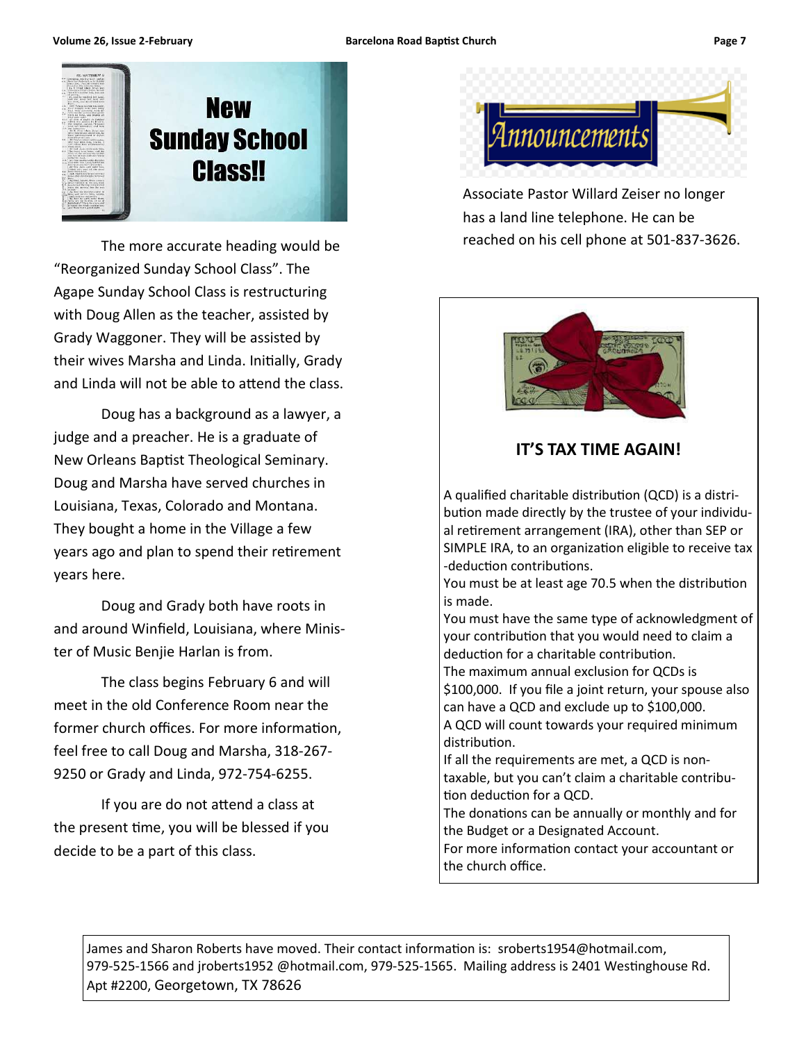# New Sunday School Class!!

The more accurate heading would be "Reorganized Sunday School Class". The Agape Sunday School Class is restructuring with Doug Allen as the teacher, assisted by Grady Waggoner. They will be assisted by their wives Marsha and Linda. Initially, Grady and Linda will not be able to attend the class.

Doug has a background as a lawyer, a judge and a preacher. He is a graduate of New Orleans Baptist Theological Seminary. Doug and Marsha have served churches in Louisiana, Texas, Colorado and Montana. They bought a home in the Village a few years ago and plan to spend their retirement years here.

Doug and Grady both have roots in and around Winfield, Louisiana, where Minister of Music Benjie Harlan is from.

The class begins February 6 and will meet in the old Conference Room near the former church offices. For more information, feel free to call Doug and Marsha, 318-267-9250 or Grady and Linda, 972-754-6255.

If you are do not attend a class at the present time, you will be blessed if you decide to be a part of this class.

# Announcements

Associate Pastor Willard Zeiser no longer has a land line telephone. He can be reached on his cell phone at 501-837-3626.

## IT'S TAX TIME AGAIN!

A qualified charitable distribution (QCD) is a distribution made directly by the trustee of your individual retirement arrangement (IRA), other than SEP or SIMPLE IRA, to an organization eligible to receive tax-deduction contributions.

You must be at least age 70.5 when the distribution is made.

You must have the same type of acknowledgment of your contribution that you would need to claim a deduction for a charitable contribution.

The maximum annual exclusion for QCDs is $100,000. If you file a joint return, your spouse also can have a QCD and exclude up to $100,000.

A QCD will count towards your required minimum distribution.

If all the requirements are met, a QCD is non-taxable, but you can't claim a charitable contribution deduction for a QCD.

The donations can be annually or monthly and for the Budget or a Designated Account.

For more information contact your accountant or the church office.

James and Sharon Roberts have moved. Their contact information is: sroberts1954@hotmail.com, 979-525-1566 and jroberts1952 @hotmail.com, 979-525-1565. Mailing address is 2401 Westinghouse Rd. Apt #2200, Georgetown, TX 78626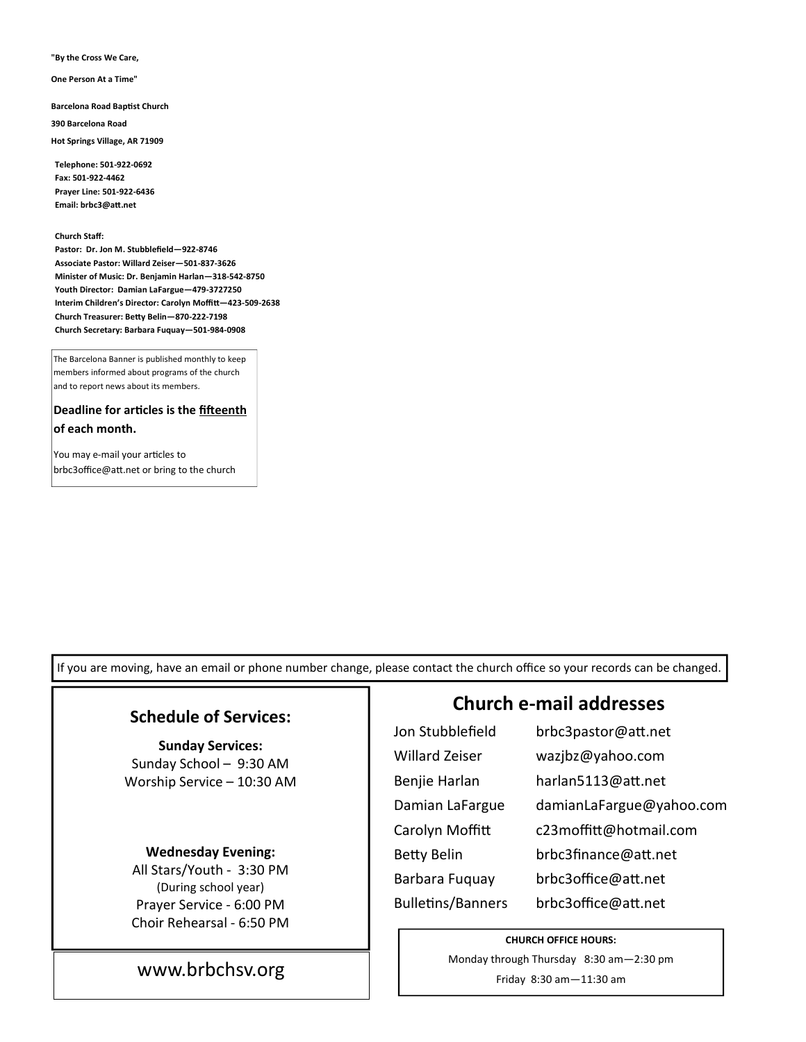**"By the Cross We Care,**

**One Person At a Time"**

**Barcelona Road Baptist Church**

**390 Barcelona Road**

**Hot Springs Village, AR 71909**

**Telephone: 501-922-0692**
**Fax: 501-922-4462**
**Prayer Line: 501-922-6436**
**Email: brbc3@att.net**

**Church Staff:**
**Pastor: Dr. Jon M. Stubblefield—922-8746**
**Associate Pastor: Willard Zeiser—501-837-3626**
**Minister of Music: Dr. Benjamin Harlan—318-542-8750**
**Youth Director: Damian LaFargue—479-3727250**
**Interim Children's Director: Carolyn Moffitt—423-509-2638**
**Church Treasurer: Betty Belin—870-222-7198**
**Church Secretary: Barbara Fuquay—501-984-0908**

The Barcelona Banner is published monthly to keep members informed about programs of the church and to report news about its members.

**Deadline for articles is the fifteenth of each month.**

You may e-mail your articles to brbc3office@att.net or bring to the church

If you are moving, have an email or phone number change, please contact the church office so your records can be changed.

## Schedule of Services:

**Sunday Services:**
Sunday School – 9:30 AM
Worship Service – 10:30 AM

**Wednesday Evening:**
All Stars/Youth - 3:30 PM
(During school year)
Prayer Service - 6:00 PM
Choir Rehearsal - 6:50 PM

www.brbchsv.org

## Church e-mail addresses

| | |
|---|---|
| Jon Stubblefield | brbc3pastor@att.net |
| Willard Zeiser | wazjbz@yahoo.com |
| Benjie Harlan | harlan5113@att.net |
| Damian LaFargue | damianLaFargue@yahoo.com |
| Carolyn Moffitt | c23moffitt@hotmail.com |
| Betty Belin | brbc3finance@att.net |
| Barbara Fuquay | brbc3office@att.net |
| Bulletins/Banners | brbc3office@att.net |

**CHURCH OFFICE HOURS:**

Monday through Thursday 8:30 am—2:30 pm

Friday 8:30 am—11:30 am